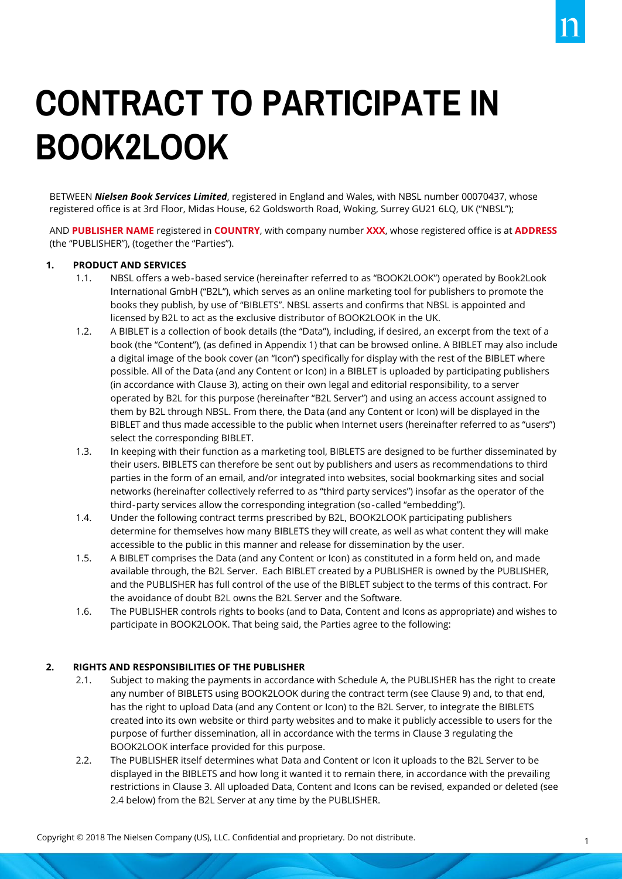# CONTRACT TO PARTICIPATE IN BOOK2LOOK

BETWEEN ***Nielsen Book Services Limited***, registered in England and Wales, with NBSL number 00070437, whose registered office is at 3rd Floor, Midas House, 62 Goldsworth Road, Woking, Surrey GU21 6LQ, UK ("NBSL");

AND **PUBLISHER NAME** registered in **COUNTRY**, with company number **XXX**, whose registered office is at **ADDRESS** (the "PUBLISHER"), (together the "Parties").

**1. PRODUCT AND SERVICES**

1.1. NBSL offers a web-based service (hereinafter referred to as "BOOK2LOOK") operated by Book2Look International GmbH ("B2L"), which serves as an online marketing tool for publishers to promote the books they publish, by use of "BIBLETS". NBSL asserts and confirms that NBSL is appointed and licensed by B2L to act as the exclusive distributor of BOOK2LOOK in the UK.

1.2. A BIBLET is a collection of book details (the "Data"), including, if desired, an excerpt from the text of a book (the "Content"), (as defined in Appendix 1) that can be browsed online. A BIBLET may also include a digital image of the book cover (an "Icon") specifically for display with the rest of the BIBLET where possible. All of the Data (and any Content or Icon) in a BIBLET is uploaded by participating publishers (in accordance with Clause 3), acting on their own legal and editorial responsibility, to a server operated by B2L for this purpose (hereinafter "B2L Server") and using an access account assigned to them by B2L through NBSL. From there, the Data (and any Content or Icon) will be displayed in the BIBLET and thus made accessible to the public when Internet users (hereinafter referred to as "users") select the corresponding BIBLET.

1.3. In keeping with their function as a marketing tool, BIBLETS are designed to be further disseminated by their users. BIBLETS can therefore be sent out by publishers and users as recommendations to third parties in the form of an email, and/or integrated into websites, social bookmarking sites and social networks (hereinafter collectively referred to as "third party services") insofar as the operator of the third-party services allow the corresponding integration (so-called "embedding").

1.4. Under the following contract terms prescribed by B2L, BOOK2LOOK participating publishers determine for themselves how many BIBLETS they will create, as well as what content they will make accessible to the public in this manner and release for dissemination by the user.

1.5. A BIBLET comprises the Data (and any Content or Icon) as constituted in a form held on, and made available through, the B2L Server. Each BIBLET created by a PUBLISHER is owned by the PUBLISHER, and the PUBLISHER has full control of the use of the BIBLET subject to the terms of this contract. For the avoidance of doubt B2L owns the B2L Server and the Software.

1.6. The PUBLISHER controls rights to books (and to Data, Content and Icons as appropriate) and wishes to participate in BOOK2LOOK. That being said, the Parties agree to the following:

**2. RIGHTS AND RESPONSIBILITIES OF THE PUBLISHER**

2.1. Subject to making the payments in accordance with Schedule A, the PUBLISHER has the right to create any number of BIBLETS using BOOK2LOOK during the contract term (see Clause 9) and, to that end, has the right to upload Data (and any Content or Icon) to the B2L Server, to integrate the BIBLETS created into its own website or third party websites and to make it publicly accessible to users for the purpose of further dissemination, all in accordance with the terms in Clause 3 regulating the BOOK2LOOK interface provided for this purpose.

2.2. The PUBLISHER itself determines what Data and Content or Icon it uploads to the B2L Server to be displayed in the BIBLETS and how long it wanted it to remain there, in accordance with the prevailing restrictions in Clause 3. All uploaded Data, Content and Icons can be revised, expanded or deleted (see 2.4 below) from the B2L Server at any time by the PUBLISHER.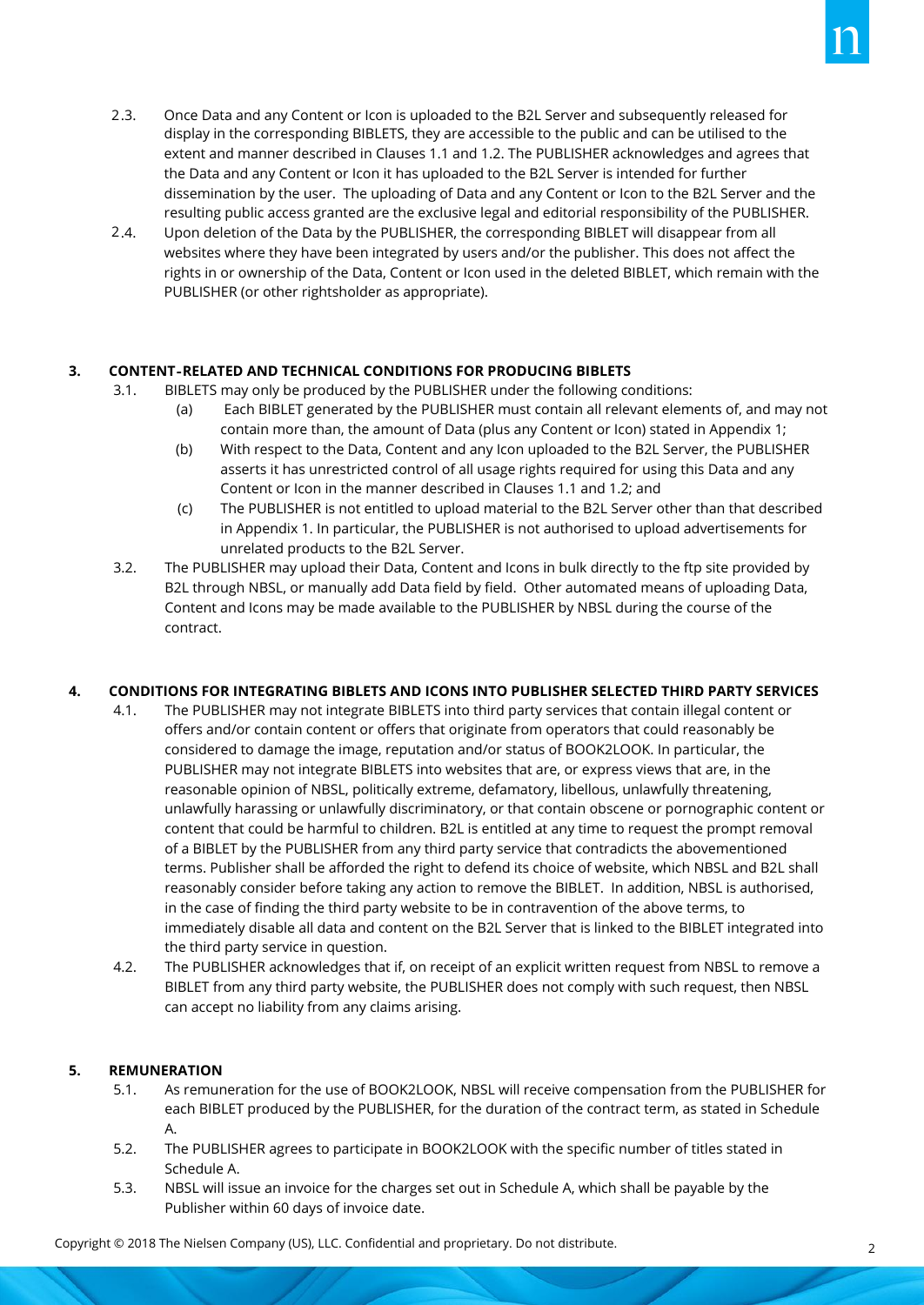2.3. Once Data and any Content or Icon is uploaded to the B2L Server and subsequently released for display in the corresponding BIBLETS, they are accessible to the public and can be utilised to the extent and manner described in Clauses 1.1 and 1.2. The PUBLISHER acknowledges and agrees that the Data and any Content or Icon it has uploaded to the B2L Server is intended for further dissemination by the user. The uploading of Data and any Content or Icon to the B2L Server and the resulting public access granted are the exclusive legal and editorial responsibility of the PUBLISHER.

2.4. Upon deletion of the Data by the PUBLISHER, the corresponding BIBLET will disappear from all websites where they have been integrated by users and/or the publisher. This does not affect the rights in or ownership of the Data, Content or Icon used in the deleted BIBLET, which remain with the PUBLISHER (or other rightsholder as appropriate).

## 3. CONTENT-RELATED AND TECHNICAL CONDITIONS FOR PRODUCING BIBLETS

3.1. BIBLETS may only be produced by the PUBLISHER under the following conditions:

(a) Each BIBLET generated by the PUBLISHER must contain all relevant elements of, and may not contain more than, the amount of Data (plus any Content or Icon) stated in Appendix 1;

(b) With respect to the Data, Content and any Icon uploaded to the B2L Server, the PUBLISHER asserts it has unrestricted control of all usage rights required for using this Data and any Content or Icon in the manner described in Clauses 1.1 and 1.2; and

(c) The PUBLISHER is not entitled to upload material to the B2L Server other than that described in Appendix 1. In particular, the PUBLISHER is not authorised to upload advertisements for unrelated products to the B2L Server.

3.2. The PUBLISHER may upload their Data, Content and Icons in bulk directly to the ftp site provided by B2L through NBSL, or manually add Data field by field. Other automated means of uploading Data, Content and Icons may be made available to the PUBLISHER by NBSL during the course of the contract.

## 4. CONDITIONS FOR INTEGRATING BIBLETS AND ICONS INTO PUBLISHER SELECTED THIRD PARTY SERVICES

4.1. The PUBLISHER may not integrate BIBLETS into third party services that contain illegal content or offers and/or contain content or offers that originate from operators that could reasonably be considered to damage the image, reputation and/or status of BOOK2LOOK. In particular, the PUBLISHER may not integrate BIBLETS into websites that are, or express views that are, in the reasonable opinion of NBSL, politically extreme, defamatory, libellous, unlawfully threatening, unlawfully harassing or unlawfully discriminatory, or that contain obscene or pornographic content or content that could be harmful to children. B2L is entitled at any time to request the prompt removal of a BIBLET by the PUBLISHER from any third party service that contradicts the abovementioned terms. Publisher shall be afforded the right to defend its choice of website, which NBSL and B2L shall reasonably consider before taking any action to remove the BIBLET. In addition, NBSL is authorised, in the case of finding the third party website to be in contravention of the above terms, to immediately disable all data and content on the B2L Server that is linked to the BIBLET integrated into the third party service in question.

4.2. The PUBLISHER acknowledges that if, on receipt of an explicit written request from NBSL to remove a BIBLET from any third party website, the PUBLISHER does not comply with such request, then NBSL can accept no liability from any claims arising.

## 5. REMUNERATION

5.1. As remuneration for the use of BOOK2LOOK, NBSL will receive compensation from the PUBLISHER for each BIBLET produced by the PUBLISHER, for the duration of the contract term, as stated in Schedule A.

5.2. The PUBLISHER agrees to participate in BOOK2LOOK with the specific number of titles stated in Schedule A.

5.3. NBSL will issue an invoice for the charges set out in Schedule A, which shall be payable by the Publisher within 60 days of invoice date.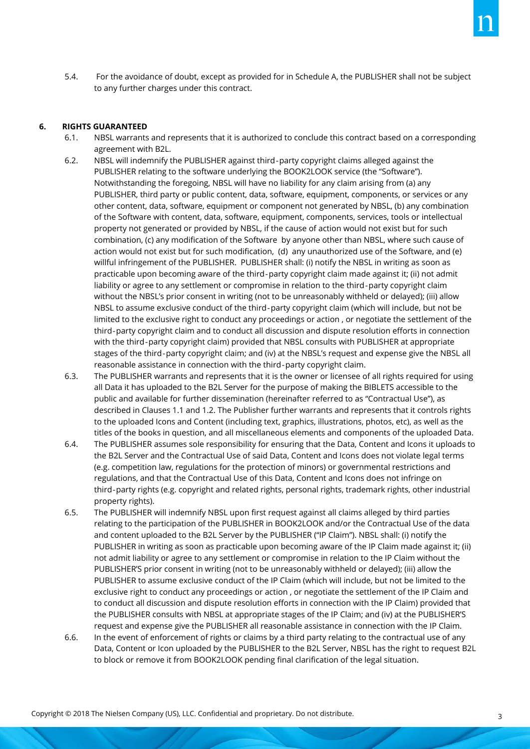5.4. For the avoidance of doubt, except as provided for in Schedule A, the PUBLISHER shall not be subject to any further charges under this contract.

## 6. RIGHTS GUARANTEED

6.1. NBSL warrants and represents that it is authorized to conclude this contract based on a corresponding agreement with B2L.

6.2. NBSL will indemnify the PUBLISHER against third-party copyright claims alleged against the PUBLISHER relating to the software underlying the BOOK2LOOK service (the "Software"). Notwithstanding the foregoing, NBSL will have no liability for any claim arising from (a) any PUBLISHER, third party or public content, data, software, equipment, components, or services or any other content, data, software, equipment or component not generated by NBSL, (b) any combination of the Software with content, data, software, equipment, components, services, tools or intellectual property not generated or provided by NBSL, if the cause of action would not exist but for such combination, (c) any modification of the Software by anyone other than NBSL, where such cause of action would not exist but for such modification, (d) any unauthorized use of the Software, and (e) willful infringement of the PUBLISHER. PUBLISHER shall: (i) notify the NBSL in writing as soon as practicable upon becoming aware of the third-party copyright claim made against it; (ii) not admit liability or agree to any settlement or compromise in relation to the third-party copyright claim without the NBSL's prior consent in writing (not to be unreasonably withheld or delayed); (iii) allow NBSL to assume exclusive conduct of the third-party copyright claim (which will include, but not be limited to the exclusive right to conduct any proceedings or action , or negotiate the settlement of the third-party copyright claim and to conduct all discussion and dispute resolution efforts in connection with the third-party copyright claim) provided that NBSL consults with PUBLISHER at appropriate stages of the third-party copyright claim; and (iv) at the NBSL's request and expense give the NBSL all reasonable assistance in connection with the third-party copyright claim.

6.3. The PUBLISHER warrants and represents that it is the owner or licensee of all rights required for using all Data it has uploaded to the B2L Server for the purpose of making the BIBLETS accessible to the public and available for further dissemination (hereinafter referred to as "Contractual Use"), as described in Clauses 1.1 and 1.2. The Publisher further warrants and represents that it controls rights to the uploaded Icons and Content (including text, graphics, illustrations, photos, etc), as well as the titles of the books in question, and all miscellaneous elements and components of the uploaded Data.

6.4. The PUBLISHER assumes sole responsibility for ensuring that the Data, Content and Icons it uploads to the B2L Server and the Contractual Use of said Data, Content and Icons does not violate legal terms (e.g. competition law, regulations for the protection of minors) or governmental restrictions and regulations, and that the Contractual Use of this Data, Content and Icons does not infringe on third-party rights (e.g. copyright and related rights, personal rights, trademark rights, other industrial property rights).

6.5. The PUBLISHER will indemnify NBSL upon first request against all claims alleged by third parties relating to the participation of the PUBLISHER in BOOK2LOOK and/or the Contractual Use of the data and content uploaded to the B2L Server by the PUBLISHER ("IP Claim"). NBSL shall: (i) notify the PUBLISHER in writing as soon as practicable upon becoming aware of the IP Claim made against it; (ii) not admit liability or agree to any settlement or compromise in relation to the IP Claim without the PUBLISHER'S prior consent in writing (not to be unreasonably withheld or delayed); (iii) allow the PUBLISHER to assume exclusive conduct of the IP Claim (which will include, but not be limited to the exclusive right to conduct any proceedings or action , or negotiate the settlement of the IP Claim and to conduct all discussion and dispute resolution efforts in connection with the IP Claim) provided that the PUBLISHER consults with NBSL at appropriate stages of the IP Claim; and (iv) at the PUBLISHER'S request and expense give the PUBLISHER all reasonable assistance in connection with the IP Claim.

6.6. In the event of enforcement of rights or claims by a third party relating to the contractual use of any Data, Content or Icon uploaded by the PUBLISHER to the B2L Server, NBSL has the right to request B2L to block or remove it from BOOK2LOOK pending final clarification of the legal situation.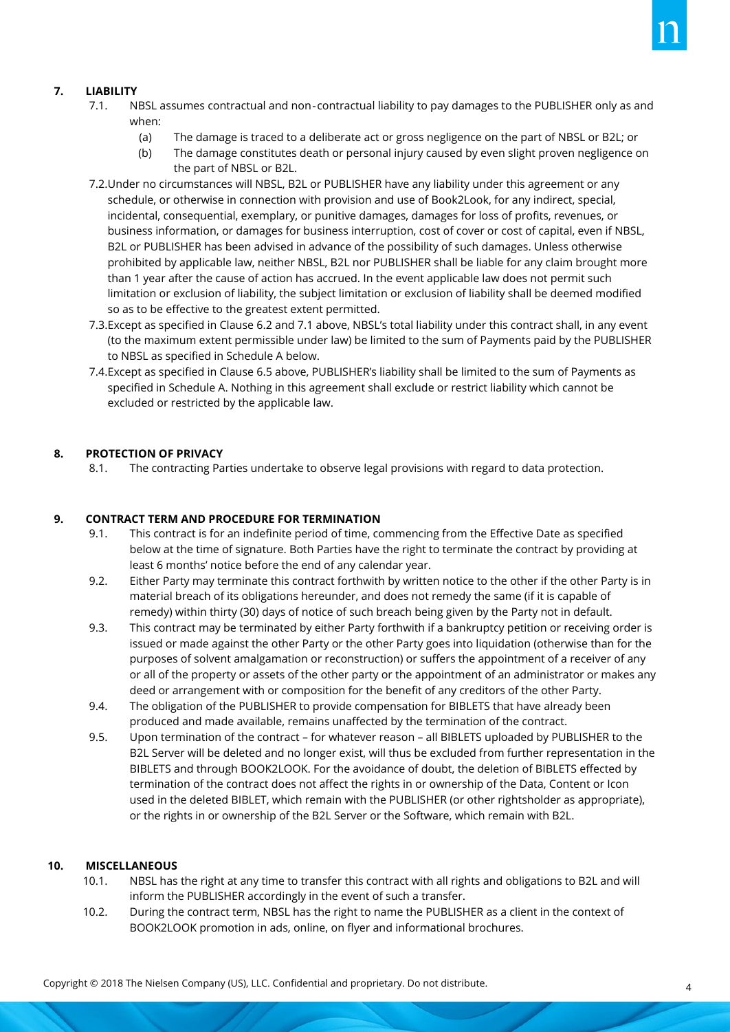## 7. LIABILITY

7.1. NBSL assumes contractual and non-contractual liability to pay damages to the PUBLISHER only as and when:

   (a) The damage is traced to a deliberate act or gross negligence on the part of NBSL or B2L; or

   (b) The damage constitutes death or personal injury caused by even slight proven negligence on the part of NBSL or B2L.

7.2. Under no circumstances will NBSL, B2L or PUBLISHER have any liability under this agreement or any schedule, or otherwise in connection with provision and use of Book2Look, for any indirect, special, incidental, consequential, exemplary, or punitive damages, damages for loss of profits, revenues, or business information, or damages for business interruption, cost of cover or cost of capital, even if NBSL, B2L or PUBLISHER has been advised in advance of the possibility of such damages. Unless otherwise prohibited by applicable law, neither NBSL, B2L nor PUBLISHER shall be liable for any claim brought more than 1 year after the cause of action has accrued. In the event applicable law does not permit such limitation or exclusion of liability, the subject limitation or exclusion of liability shall be deemed modified so as to be effective to the greatest extent permitted.

7.3. Except as specified in Clause 6.2 and 7.1 above, NBSL's total liability under this contract shall, in any event (to the maximum extent permissible under law) be limited to the sum of Payments paid by the PUBLISHER to NBSL as specified in Schedule A below.

7.4. Except as specified in Clause 6.5 above, PUBLISHER's liability shall be limited to the sum of Payments as specified in Schedule A. Nothing in this agreement shall exclude or restrict liability which cannot be excluded or restricted by the applicable law.

## 8. PROTECTION OF PRIVACY

8.1. The contracting Parties undertake to observe legal provisions with regard to data protection.

## 9. CONTRACT TERM AND PROCEDURE FOR TERMINATION

9.1. This contract is for an indefinite period of time, commencing from the Effective Date as specified below at the time of signature. Both Parties have the right to terminate the contract by providing at least 6 months' notice before the end of any calendar year.

9.2. Either Party may terminate this contract forthwith by written notice to the other if the other Party is in material breach of its obligations hereunder, and does not remedy the same (if it is capable of remedy) within thirty (30) days of notice of such breach being given by the Party not in default.

9.3. This contract may be terminated by either Party forthwith if a bankruptcy petition or receiving order is issued or made against the other Party or the other Party goes into liquidation (otherwise than for the purposes of solvent amalgamation or reconstruction) or suffers the appointment of a receiver of any or all of the property or assets of the other party or the appointment of an administrator or makes any deed or arrangement with or composition for the benefit of any creditors of the other Party.

9.4. The obligation of the PUBLISHER to provide compensation for BIBLETS that have already been produced and made available, remains unaffected by the termination of the contract.

9.5. Upon termination of the contract – for whatever reason – all BIBLETS uploaded by PUBLISHER to the B2L Server will be deleted and no longer exist, will thus be excluded from further representation in the BIBLETS and through BOOK2LOOK. For the avoidance of doubt, the deletion of BIBLETS effected by termination of the contract does not affect the rights in or ownership of the Data, Content or Icon used in the deleted BIBLET, which remain with the PUBLISHER (or other rightsholder as appropriate), or the rights in or ownership of the B2L Server or the Software, which remain with B2L.

## 10. MISCELLANEOUS

10.1. NBSL has the right at any time to transfer this contract with all rights and obligations to B2L and will inform the PUBLISHER accordingly in the event of such a transfer.

10.2. During the contract term, NBSL has the right to name the PUBLISHER as a client in the context of BOOK2LOOK promotion in ads, online, on flyer and informational brochures.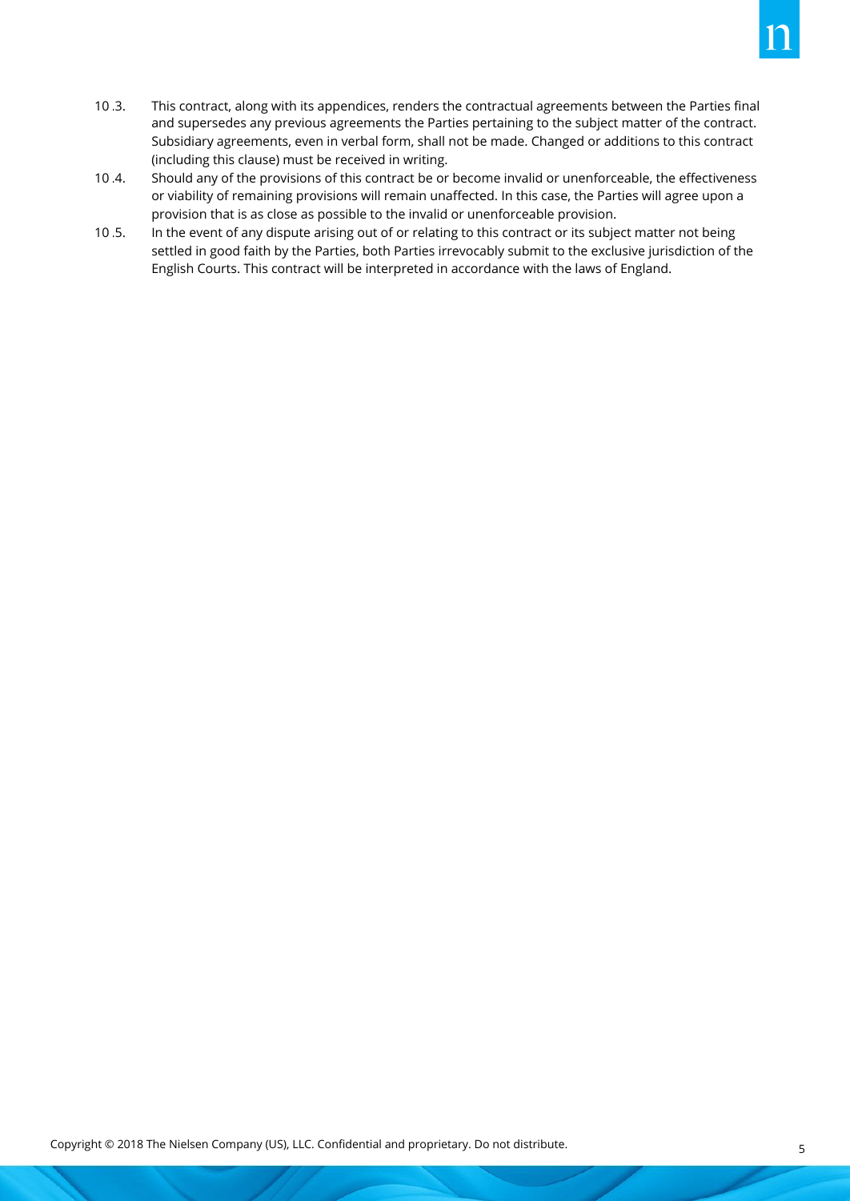10.3. This contract, along with its appendices, renders the contractual agreements between the Parties final and supersedes any previous agreements the Parties pertaining to the subject matter of the contract. Subsidiary agreements, even in verbal form, shall not be made. Changed or additions to this contract (including this clause) must be received in writing.

10.4. Should any of the provisions of this contract be or become invalid or unenforceable, the effectiveness or viability of remaining provisions will remain unaffected. In this case, the Parties will agree upon a provision that is as close as possible to the invalid or unenforceable provision.

10.5. In the event of any dispute arising out of or relating to this contract or its subject matter not being settled in good faith by the Parties, both Parties irrevocably submit to the exclusive jurisdiction of the English Courts. This contract will be interpreted in accordance with the laws of England.

Copyright © 2018 The Nielsen Company (US), LLC. Confidential and proprietary. Do not distribute.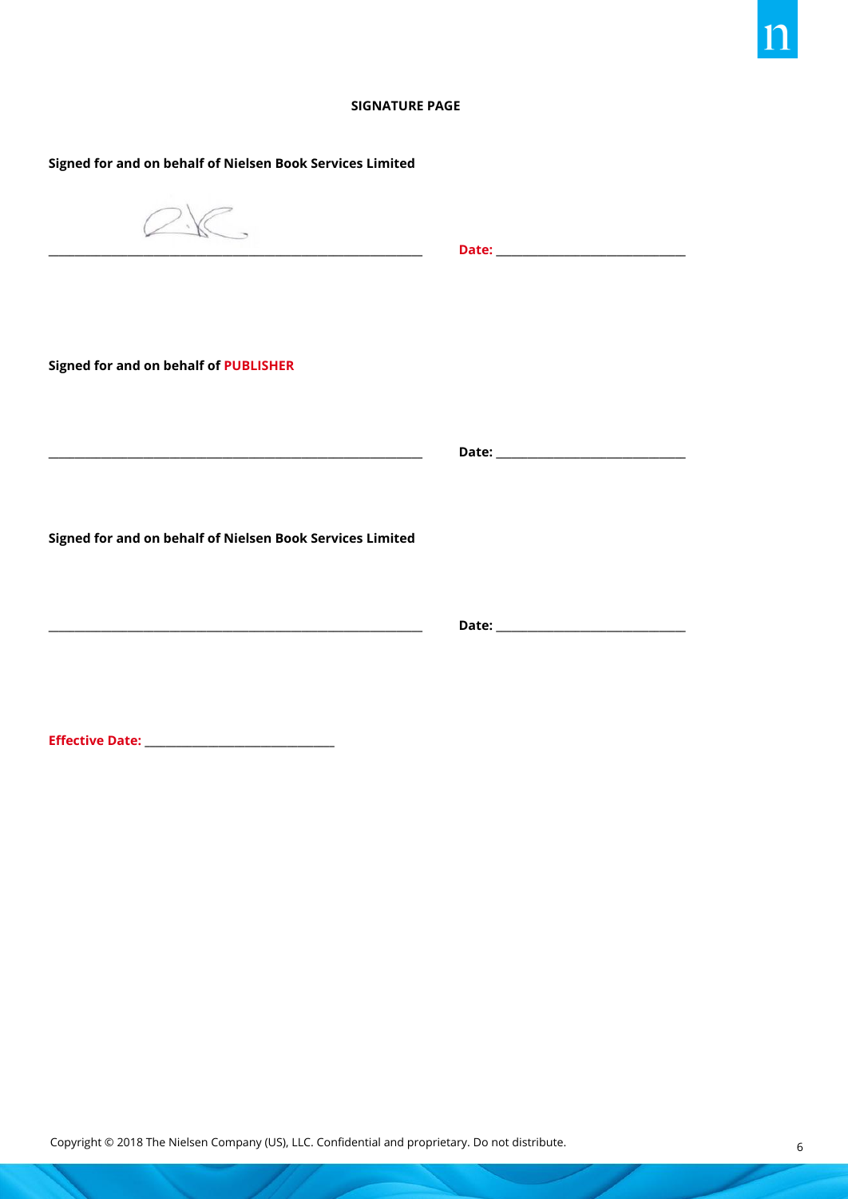**SIGNATURE PAGE**

**Signed for and on behalf of Nielsen Book Services Limited**

\_\_\_\_\_\_\_\_\_\_\_\_\_\_\_\_\_\_\_\_\_\_\_\_\_\_\_\_\_\_\_\_\_\_\_\_\_\_\_\_\_\_\_\_ **Date:** \_\_\_\_\_\_\_\_\_\_\_\_\_\_\_\_\_\_\_\_\_\_\_\_\_\_\_\_\_\_

**Signed for and on behalf of PUBLISHER**

\_\_\_\_\_\_\_\_\_\_\_\_\_\_\_\_\_\_\_\_\_\_\_\_\_\_\_\_\_\_\_\_\_\_\_\_\_\_\_\_\_\_\_\_ **Date:** \_\_\_\_\_\_\_\_\_\_\_\_\_\_\_\_\_\_\_\_\_\_\_\_\_\_\_\_\_\_

**Signed for and on behalf of Nielsen Book Services Limited**

\_\_\_\_\_\_\_\_\_\_\_\_\_\_\_\_\_\_\_\_\_\_\_\_\_\_\_\_\_\_\_\_\_\_\_\_\_\_\_\_\_\_\_\_ **Date:** \_\_\_\_\_\_\_\_\_\_\_\_\_\_\_\_\_\_\_\_\_\_\_\_\_\_\_\_\_\_

**Effective Date:** \_\_\_\_\_\_\_\_\_\_\_\_\_\_\_\_\_\_\_\_\_\_\_\_\_\_\_\_\_\_

Copyright © 2018 The Nielsen Company (US), LLC. Confidential and proprietary. Do not distribute.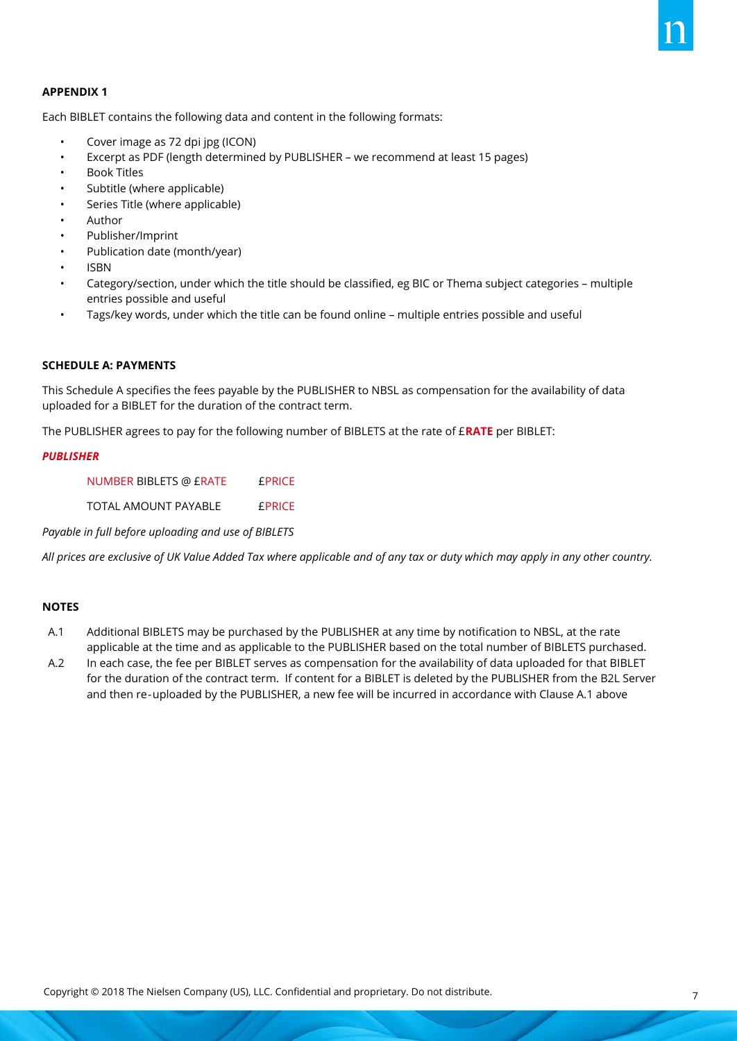**APPENDIX 1**

Each BIBLET contains the following data and content in the following formats:

- Cover image as 72 dpi jpg (ICON)
- Excerpt as PDF (length determined by PUBLISHER – we recommend at least 15 pages)
- Book Titles
- Subtitle (where applicable)
- Series Title (where applicable)
- Author
- Publisher/Imprint
- Publication date (month/year)
- ISBN
- Category/section, under which the title should be classified, eg BIC or Thema subject categories – multiple entries possible and useful
- Tags/key words, under which the title can be found online – multiple entries possible and useful

**SCHEDULE A: PAYMENTS**

This Schedule A specifies the fees payable by the PUBLISHER to NBSL as compensation for the availability of data uploaded for a BIBLET for the duration of the contract term.

The PUBLISHER agrees to pay for the following number of BIBLETS at the rate of £**RATE** per BIBLET:

***PUBLISHER***

| | |
|---|---|
| NUMBER BIBLETS @ £RATE | £PRICE |
| TOTAL AMOUNT PAYABLE | £PRICE |

*Payable in full before uploading and use of BIBLETS*

*All prices are exclusive of UK Value Added Tax where applicable and of any tax or duty which may apply in any other country.*

**NOTES**

A.1 Additional BIBLETS may be purchased by the PUBLISHER at any time by notification to NBSL, at the rate applicable at the time and as applicable to the PUBLISHER based on the total number of BIBLETS purchased.

A.2 In each case, the fee per BIBLET serves as compensation for the availability of data uploaded for that BIBLET for the duration of the contract term. If content for a BIBLET is deleted by the PUBLISHER from the B2L Server and then re-uploaded by the PUBLISHER, a new fee will be incurred in accordance with Clause A.1 above

Copyright © 2018 The Nielsen Company (US), LLC. Confidential and proprietary. Do not distribute.